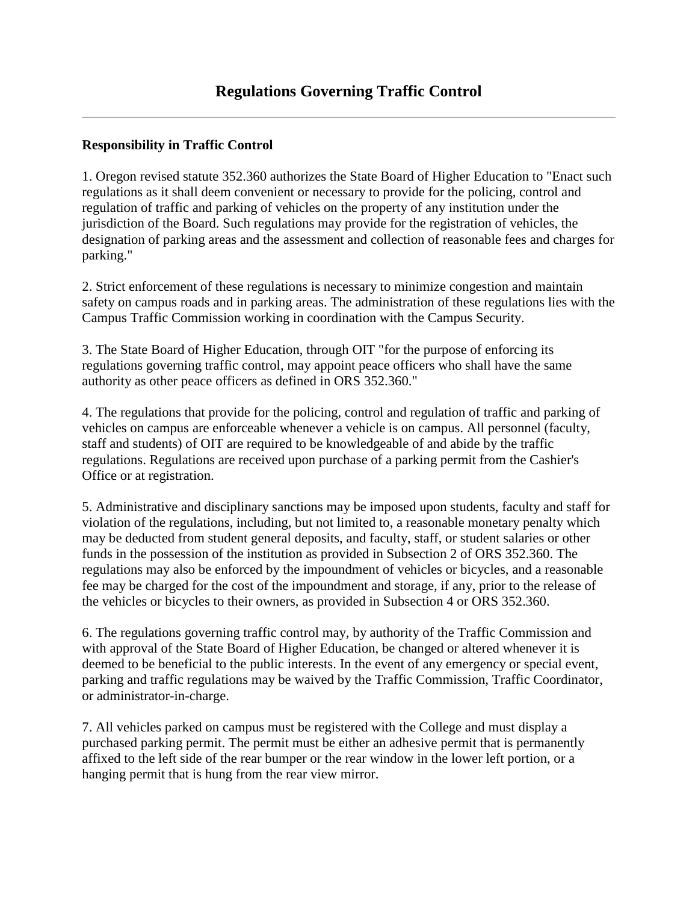# Regulations Governing Traffic Control

---

**Responsibility in Traffic Control**

1. Oregon revised statute 352.360 authorizes the State Board of Higher Education to "Enact such regulations as it shall deem convenient or necessary to provide for the policing, control and regulation of traffic and parking of vehicles on the property of any institution under the jurisdiction of the Board. Such regulations may provide for the registration of vehicles, the designation of parking areas and the assessment and collection of reasonable fees and charges for parking."

2. Strict enforcement of these regulations is necessary to minimize congestion and maintain safety on campus roads and in parking areas. The administration of these regulations lies with the Campus Traffic Commission working in coordination with the Campus Security.

3. The State Board of Higher Education, through OIT "for the purpose of enforcing its regulations governing traffic control, may appoint peace officers who shall have the same authority as other peace officers as defined in ORS 352.360."

4. The regulations that provide for the policing, control and regulation of traffic and parking of vehicles on campus are enforceable whenever a vehicle is on campus. All personnel (faculty, staff and students) of OIT are required to be knowledgeable of and abide by the traffic regulations. Regulations are received upon purchase of a parking permit from the Cashier's Office or at registration.

5. Administrative and disciplinary sanctions may be imposed upon students, faculty and staff for violation of the regulations, including, but not limited to, a reasonable monetary penalty which may be deducted from student general deposits, and faculty, staff, or student salaries or other funds in the possession of the institution as provided in Subsection 2 of ORS 352.360. The regulations may also be enforced by the impoundment of vehicles or bicycles, and a reasonable fee may be charged for the cost of the impoundment and storage, if any, prior to the release of the vehicles or bicycles to their owners, as provided in Subsection 4 or ORS 352.360.

6. The regulations governing traffic control may, by authority of the Traffic Commission and with approval of the State Board of Higher Education, be changed or altered whenever it is deemed to be beneficial to the public interests. In the event of any emergency or special event, parking and traffic regulations may be waived by the Traffic Commission, Traffic Coordinator, or administrator-in-charge.

7. All vehicles parked on campus must be registered with the College and must display a purchased parking permit. The permit must be either an adhesive permit that is permanently affixed to the left side of the rear bumper or the rear window in the lower left portion, or a hanging permit that is hung from the rear view mirror.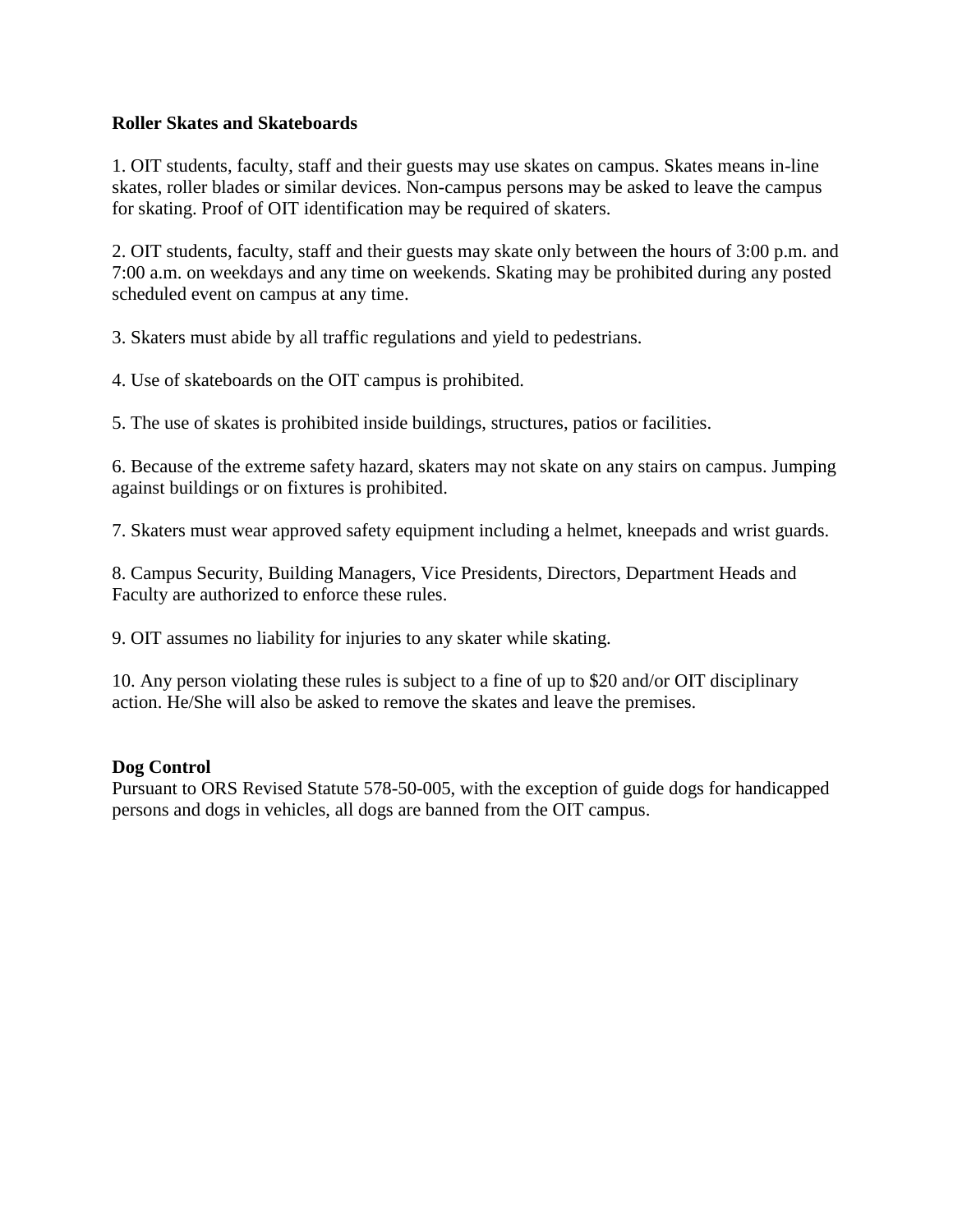**Roller Skates and Skateboards**

1. OIT students, faculty, staff and their guests may use skates on campus. Skates means in-line skates, roller blades or similar devices. Non-campus persons may be asked to leave the campus for skating. Proof of OIT identification may be required of skaters.

2. OIT students, faculty, staff and their guests may skate only between the hours of 3:00 p.m. and 7:00 a.m. on weekdays and any time on weekends. Skating may be prohibited during any posted scheduled event on campus at any time.

3. Skaters must abide by all traffic regulations and yield to pedestrians.

4. Use of skateboards on the OIT campus is prohibited.

5. The use of skates is prohibited inside buildings, structures, patios or facilities.

6. Because of the extreme safety hazard, skaters may not skate on any stairs on campus. Jumping against buildings or on fixtures is prohibited.

7. Skaters must wear approved safety equipment including a helmet, kneepads and wrist guards.

8. Campus Security, Building Managers, Vice Presidents, Directors, Department Heads and Faculty are authorized to enforce these rules.

9. OIT assumes no liability for injuries to any skater while skating.

10. Any person violating these rules is subject to a fine of up to $20 and/or OIT disciplinary action. He/She will also be asked to remove the skates and leave the premises.

**Dog Control**

Pursuant to ORS Revised Statute 578-50-005, with the exception of guide dogs for handicapped persons and dogs in vehicles, all dogs are banned from the OIT campus.